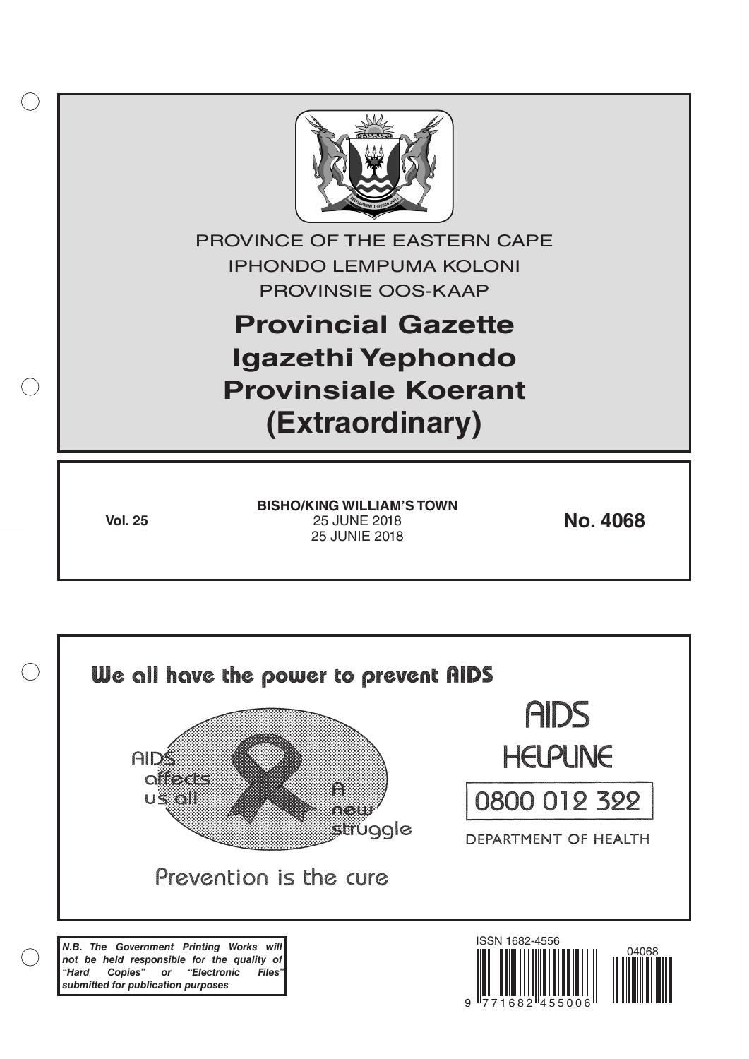PROVINCE OF THE EASTERN CAPE

IPHONDO LEMPUMA KOLONI

PROVINSIE OOS-KAAP

# Provincial Gazette
# Igazethi Yephondo
# Provinsiale Koerant
# (Extraordinary)

**Vol. 25**

**BISHO/KING WILLIAM'S TOWN**

25 JUNE 2018

25 JUNIE 2018

**No. 4068**

We all have the power to prevent AIDS

AIDS affects us all

A new struggle

Prevention is the cure

AIDS HELPLINE

0800 012 322

DEPARTMENT OF HEALTH

***N.B. The Government Printing Works will not be held responsible for the quality of "Hard Copies" or "Electronic Files" submitted for publication purposes***

ISSN 1682-4556

04068

9 771682 455006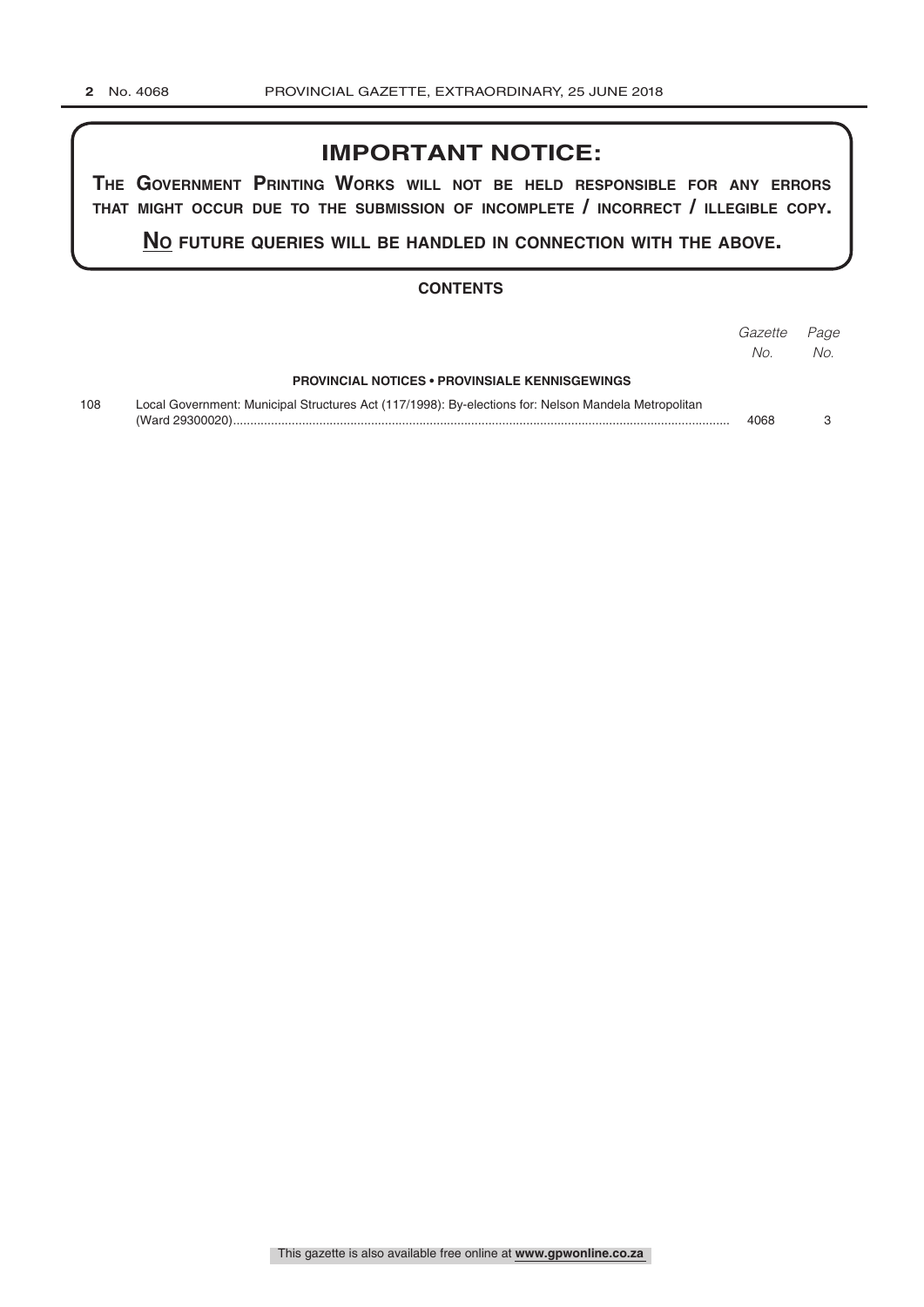## IMPORTANT NOTICE:

**THE GOVERNMENT PRINTING WORKS WILL NOT BE HELD RESPONSIBLE FOR ANY ERRORS THAT MIGHT OCCUR DUE TO THE SUBMISSION OF INCOMPLETE / INCORRECT / ILLEGIBLE COPY.**

**NO FUTURE QUERIES WILL BE HANDLED IN CONNECTION WITH THE ABOVE.**

### CONTENTS

| | | *Gazette No.* | *Page No.* |
|---|---|---|---|
| | **PROVINCIAL NOTICES • PROVINSIALE KENNISGEWINGS** | | |
| 108 | Local Government: Municipal Structures Act (117/1998): By-elections for: Nelson Mandela Metropolitan (Ward 29300020) | 4068 | 3 |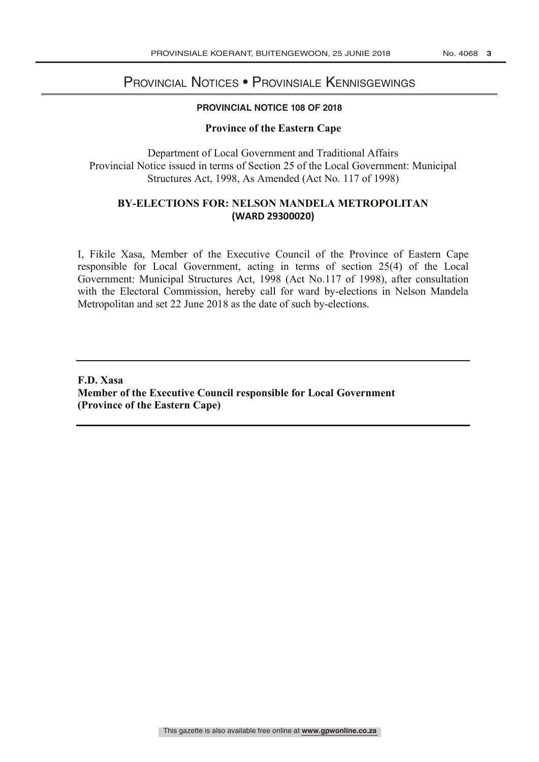# Provincial Notices • Provinsiale Kennisgewings

**PROVINCIAL NOTICE 108 OF 2018**

**Province of the Eastern Cape**

Department of Local Government and Traditional Affairs
Provincial Notice issued in terms of Section 25 of the Local Government: Municipal Structures Act, 1998, As Amended (Act No. 117 of 1998)

## BY-ELECTIONS FOR: NELSON MANDELA METROPOLITAN (WARD 29300020)

I, Fikile Xasa, Member of the Executive Council of the Province of Eastern Cape responsible for Local Government, acting in terms of section 25(4) of the Local Government: Municipal Structures Act, 1998 (Act No.117 of 1998), after consultation with the Electoral Commission, hereby call for ward by-elections in Nelson Mandela Metropolitan and set 22 June 2018 as the date of such by-elections.

---

**F.D. Xasa**
**Member of the Executive Council responsible for Local Government**
**(Province of the Eastern Cape)**

---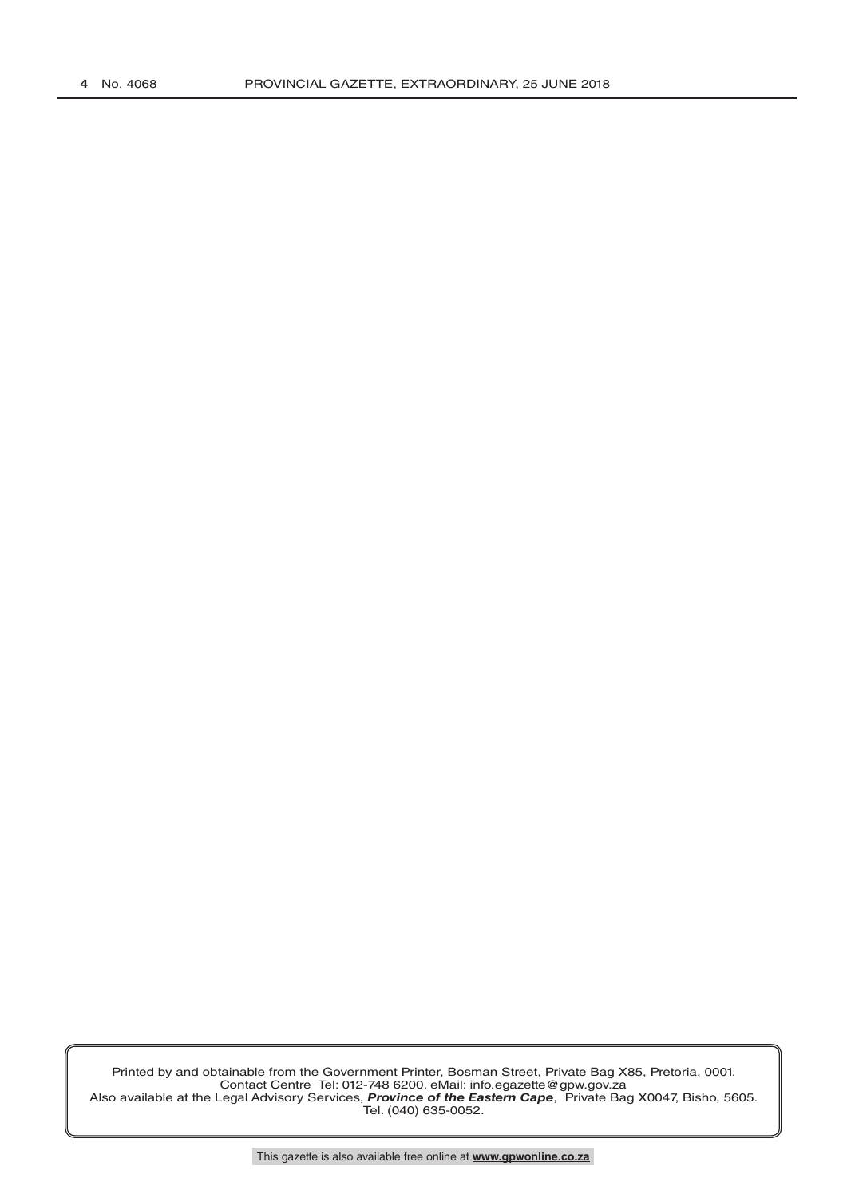Printed by and obtainable from the Government Printer, Bosman Street, Private Bag X85, Pretoria, 0001.
Contact Centre Tel: 012-748 6200. eMail: info.egazette@gpw.gov.za
Also available at the Legal Advisory Services, ***Province of the Eastern Cape***, Private Bag X0047, Bisho, 5605.
Tel. (040) 635-0052.

This gazette is also available free online at **www.gpwonline.co.za**